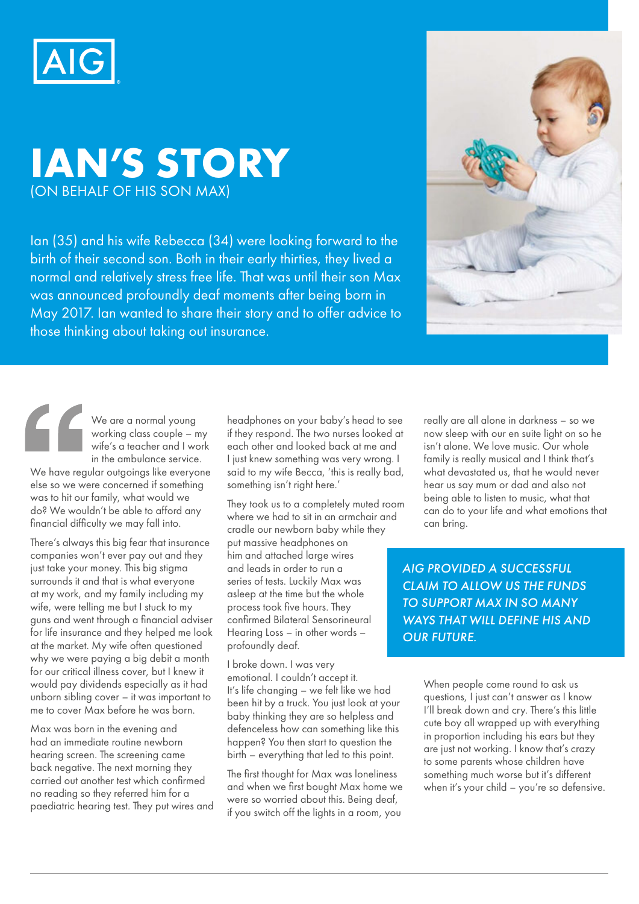AIG

# IAN'S STORY

(ON BEHALF OF HIS SON MAX)

Ian (35) and his wife Rebecca (34) were looking forward to the birth of their second son. Both in their early thirties, they lived a normal and relatively stress free life. That was until their son Max was announced profoundly deaf moments after being born in May 2017. Ian wanted to share their story and to offer advice to those thinking about taking out insurance.

"We are a normal young working class couple – my wife's a teacher and I work in the ambulance service. We have regular outgoings like everyone else so we were concerned if something was to hit our family, what would we do? We wouldn't be able to afford any financial difficulty we may fall into.

There's always this big fear that insurance companies won't ever pay out and they just take your money. This big stigma surrounds it and that is what everyone at my work, and my family including my wife, were telling me but I stuck to my guns and went through a financial adviser for life insurance and they helped me look at the market. My wife often questioned why we were paying a big debit a month for our critical illness cover, but I knew it would pay dividends especially as it had unborn sibling cover – it was important to me to cover Max before he was born.

Max was born in the evening and had an immediate routine newborn hearing screen. The screening came back negative. The next morning they carried out another test which confirmed no reading so they referred him for a paediatric hearing test. They put wires and headphones on your baby's head to see if they respond. The two nurses looked at each other and looked back at me and I just knew something was very wrong. I said to my wife Becca, 'this is really bad, something isn't right here.'

They took us to a completely muted room where we had to sit in an armchair and cradle our newborn baby while they put massive headphones on him and attached large wires and leads in order to run a series of tests. Luckily Max was asleep at the time but the whole process took five hours. They confirmed Bilateral Sensorineural Hearing Loss – in other words – profoundly deaf.

I broke down. I was very emotional. I couldn't accept it. It's life changing – we felt like we had been hit by a truck. You just look at your baby thinking they are so helpless and defenceless how can something like this happen? You then start to question the birth – everything that led to this point.

The first thought for Max was loneliness and when we first bought Max home we were so worried about this. Being deaf, if you switch off the lights in a room, you really are all alone in darkness – so we now sleep with our en suite light on so he isn't alone. We love music. Our whole family is really musical and I think that's what devastated us, that he would never hear us say mum or dad and also not being able to listen to music, what that can do to your life and what emotions that can bring.

*AIG PROVIDED A SUCCESSFUL CLAIM TO ALLOW US THE FUNDS TO SUPPORT MAX IN SO MANY WAYS THAT WILL DEFINE HIS AND OUR FUTURE.*

When people come round to ask us questions, I just can't answer as I know I'll break down and cry. There's this little cute boy all wrapped up with everything in proportion including his ears but they are just not working. I know that's crazy to some parents whose children have something much worse but it's different when it's your child – you're so defensive.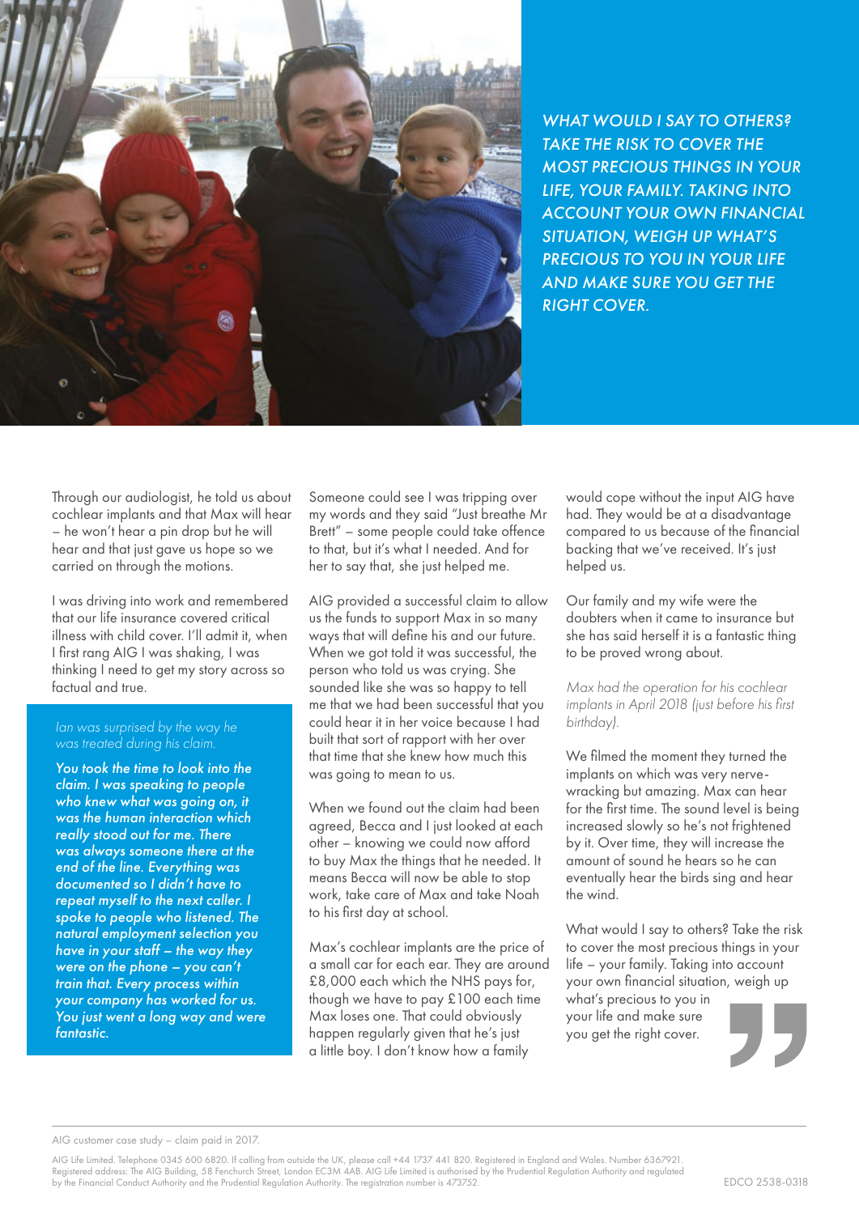*WHAT WOULD I SAY TO OTHERS? TAKE THE RISK TO COVER THE MOST PRECIOUS THINGS IN YOUR LIFE, YOUR FAMILY. TAKING INTO ACCOUNT YOUR OWN FINANCIAL SITUATION, WEIGH UP WHAT'S PRECIOUS TO YOU IN YOUR LIFE AND MAKE SURE YOU GET THE RIGHT COVER.*

Through our audiologist, he told us about cochlear implants and that Max will hear – he won't hear a pin drop but he will hear and that just gave us hope so we carried on through the motions.

I was driving into work and remembered that our life insurance covered critical illness with child cover. I'll admit it, when I first rang AIG I was shaking, I was thinking I need to get my story across so factual and true.

*Ian was surprised by the way he was treated during his claim.*

***You took the time to look into the claim. I was speaking to people who knew what was going on, it was the human interaction which really stood out for me. There was always someone there at the end of the line. Everything was documented so I didn't have to repeat myself to the next caller. I spoke to people who listened. The natural employment selection you have in your staff – the way they were on the phone – you can't train that. Every process within your company has worked for us. You just went a long way and were fantastic.***

Someone could see I was tripping over my words and they said "Just breathe Mr Brett" – some people could take offence to that, but it's what I needed. And for her to say that, she just helped me.

AIG provided a successful claim to allow us the funds to support Max in so many ways that will define his and our future. When we got told it was successful, the person who told us was crying. She sounded like she was so happy to tell me that we had been successful that you could hear it in her voice because I had built that sort of rapport with her over that time that she knew how much this was going to mean to us.

When we found out the claim had been agreed, Becca and I just looked at each other – knowing we could now afford to buy Max the things that he needed. It means Becca will now be able to stop work, take care of Max and take Noah to his first day at school.

Max's cochlear implants are the price of a small car for each ear. They are around £8,000 each which the NHS pays for, though we have to pay £100 each time Max loses one. That could obviously happen regularly given that he's just a little boy. I don't know how a family would cope without the input AIG have had. They would be at a disadvantage compared to us because of the financial backing that we've received. It's just helped us.

Our family and my wife were the doubters when it came to insurance but she has said herself it is a fantastic thing to be proved wrong about.

*Max had the operation for his cochlear implants in April 2018 (just before his first birthday).*

We filmed the moment they turned the implants on which was very nerve-wracking but amazing. Max can hear for the first time. The sound level is being increased slowly so he's not frightened by it. Over time, they will increase the amount of sound he hears so he can eventually hear the birds sing and hear the wind.

What would I say to others? Take the risk to cover the most precious things in your life – your family. Taking into account your own financial situation, weigh up what's precious to you in your life and make sure you get the right cover.

AIG customer case study – claim paid in 2017.

AIG Life Limited. Telephone 0345 600 6820. If calling from outside the UK, please call +44 1737 441 820. Registered in England and Wales. Number 6367921. Registered address: The AIG Building, 58 Fenchurch Street, London EC3M 4AB. AIG Life Limited is authorised by the Prudential Regulation Authority and regulated by the Financial Conduct Authority and the Prudential Regulation Authority. The registration number is 473752.

EDCO 2538-0318